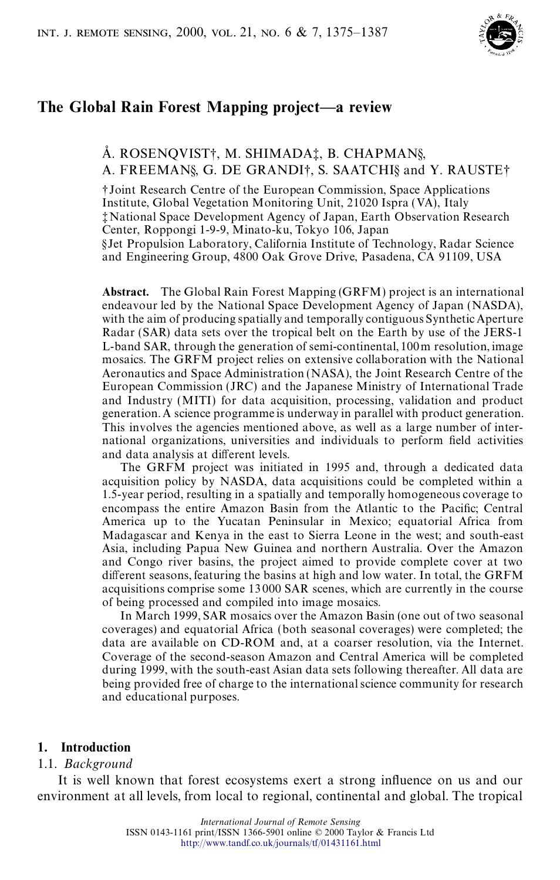# The Global Rain Forest Mapping project—a review

Å. ROSENQVIST†, M. SHIMADA‡, B. CHAPMAN§, A. FREEMAN§, G. DE GRANDI†, S. SAATCHI§ and Y. RAUSTE†

†Joint Research Centre of the European Commission, Space Applications Institute, Global Vegetation Monitoring Unit, 21020 Ispra (VA), Italy

‡National Space Development Agency of Japan, Earth Observation Research Center, Roppongi 1-9-9, Minato-ku, Tokyo 106, Japan

§Jet Propulsion Laboratory, California Institute of Technology, Radar Science and Engineering Group, 4800 Oak Grove Drive, Pasadena, CA 91109, USA

**Abstract.** The Global Rain Forest Mapping (GRFM) project is an international endeavour led by the National Space Development Agency of Japan (NASDA), with the aim of producing spatially and temporally contiguous Synthetic Aperture Radar (SAR) data sets over the tropical belt on the Earth by use of the JERS-1 L-band SAR, through the generation of semi-continental, 100 m resolution, image mosaics. The GRFM project relies on extensive collaboration with the National Aeronautics and Space Administration (NASA), the Joint Research Centre of the European Commission (JRC) and the Japanese Ministry of International Trade and Industry (MITI) for data acquisition, processing, validation and product generation. A science programme is underway in parallel with product generation. This involves the agencies mentioned above, as well as a large number of international organizations, universities and individuals to perform field activities and data analysis at different levels.

The GRFM project was initiated in 1995 and, through a dedicated data acquisition policy by NASDA, data acquisitions could be completed within a 1.5-year period, resulting in a spatially and temporally homogeneous coverage to encompass the entire Amazon Basin from the Atlantic to the Pacific; Central America up to the Yucatan Peninsular in Mexico; equatorial Africa from Madagascar and Kenya in the east to Sierra Leone in the west; and south-east Asia, including Papua New Guinea and northern Australia. Over the Amazon and Congo river basins, the project aimed to provide complete cover at two different seasons, featuring the basins at high and low water. In total, the GRFM acquisitions comprise some 13 000 SAR scenes, which are currently in the course of being processed and compiled into image mosaics.

In March 1999, SAR mosaics over the Amazon Basin (one out of two seasonal coverages) and equatorial Africa (both seasonal coverages) were completed; the data are available on CD-ROM and, at a coarser resolution, via the Internet. Coverage of the second-season Amazon and Central America will be completed during 1999, with the south-east Asian data sets following thereafter. All data are being provided free of charge to the international science community for research and educational purposes.

## 1. Introduction

### 1.1. *Background*

It is well known that forest ecosystems exert a strong influence on us and our environment at all levels, from local to regional, continental and global. The tropical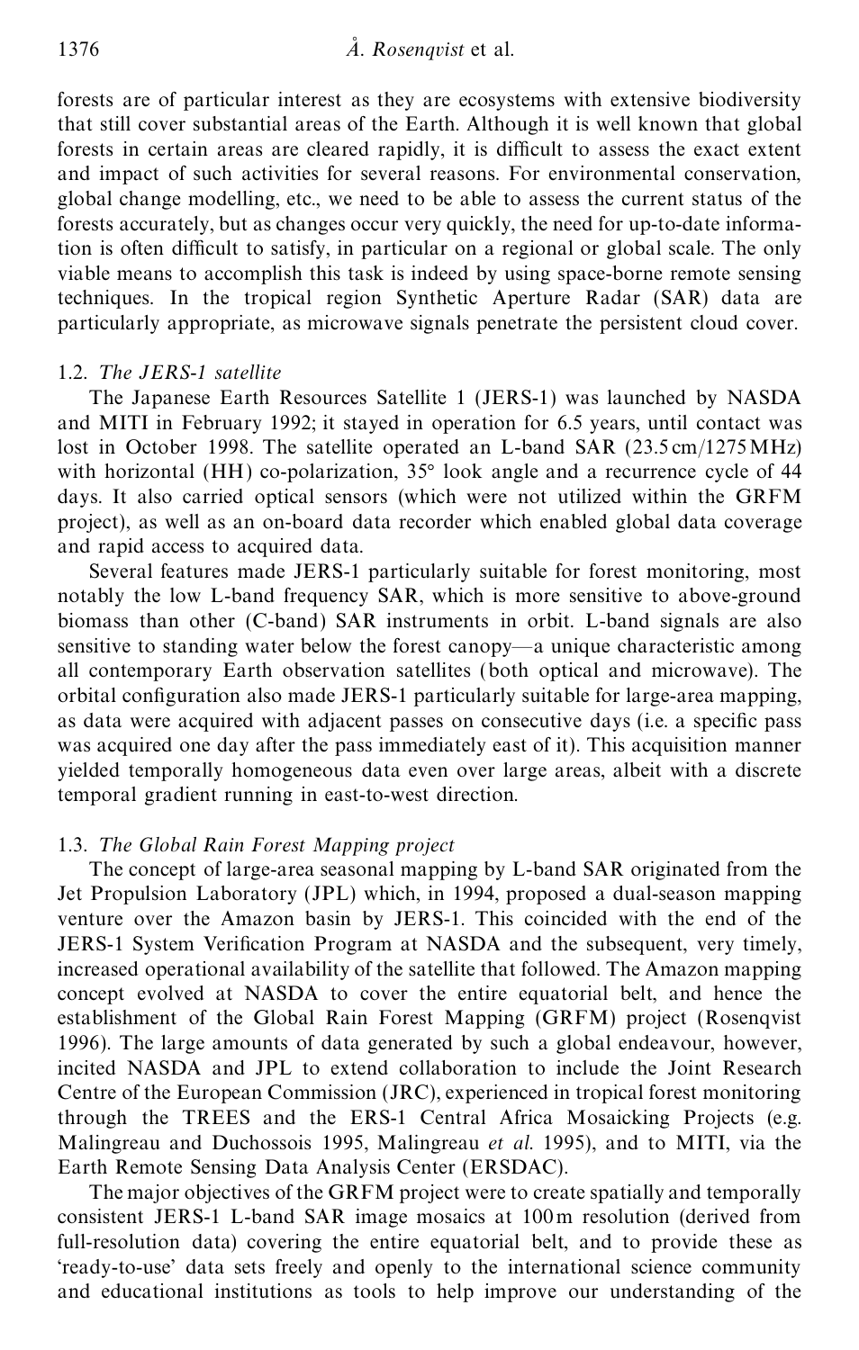forests are of particular interest as they are ecosystems with extensive biodiversity that still cover substantial areas of the Earth. Although it is well known that global forests in certain areas are cleared rapidly, it is difficult to assess the exact extent and impact of such activities for several reasons. For environmental conservation, global change modelling, etc., we need to be able to assess the current status of the forests accurately, but as changes occur very quickly, the need for up-to-date information is often difficult to satisfy, in particular on a regional or global scale. The only viable means to accomplish this task is indeed by using space-borne remote sensing techniques. In the tropical region Synthetic Aperture Radar (SAR) data are particularly appropriate, as microwave signals penetrate the persistent cloud cover.

### 1.2. *The JERS-1 satellite*

The Japanese Earth Resources Satellite 1 (JERS-1) was launched by NASDA and MITI in February 1992; it stayed in operation for 6.5 years, until contact was lost in October 1998. The satellite operated an L-band SAR (23.5 cm/1275 MHz) with horizontal (HH) co-polarization, 35° look angle and a recurrence cycle of 44 days. It also carried optical sensors (which were not utilized within the GRFM project), as well as an on-board data recorder which enabled global data coverage and rapid access to acquired data.

Several features made JERS-1 particularly suitable for forest monitoring, most notably the low L-band frequency SAR, which is more sensitive to above-ground biomass than other (C-band) SAR instruments in orbit. L-band signals are also sensitive to standing water below the forest canopy—a unique characteristic among all contemporary Earth observation satellites (both optical and microwave). The orbital configuration also made JERS-1 particularly suitable for large-area mapping, as data were acquired with adjacent passes on consecutive days (i.e. a specific pass was acquired one day after the pass immediately east of it). This acquisition manner yielded temporally homogeneous data even over large areas, albeit with a discrete temporal gradient running in east-to-west direction.

### 1.3. *The Global Rain Forest Mapping project*

The concept of large-area seasonal mapping by L-band SAR originated from the Jet Propulsion Laboratory (JPL) which, in 1994, proposed a dual-season mapping venture over the Amazon basin by JERS-1. This coincided with the end of the JERS-1 System Verification Program at NASDA and the subsequent, very timely, increased operational availability of the satellite that followed. The Amazon mapping concept evolved at NASDA to cover the entire equatorial belt, and hence the establishment of the Global Rain Forest Mapping (GRFM) project (Rosenqvist 1996). The large amounts of data generated by such a global endeavour, however, incited NASDA and JPL to extend collaboration to include the Joint Research Centre of the European Commission (JRC), experienced in tropical forest monitoring through the TREES and the ERS-1 Central Africa Mosaicking Projects (e.g. Malingreau and Duchossois 1995, Malingreau *et al.* 1995), and to MITI, via the Earth Remote Sensing Data Analysis Center (ERSDAC).

The major objectives of the GRFM project were to create spatially and temporally consistent JERS-1 L-band SAR image mosaics at 100 m resolution (derived from full-resolution data) covering the entire equatorial belt, and to provide these as 'ready-to-use' data sets freely and openly to the international science community and educational institutions as tools to help improve our understanding of the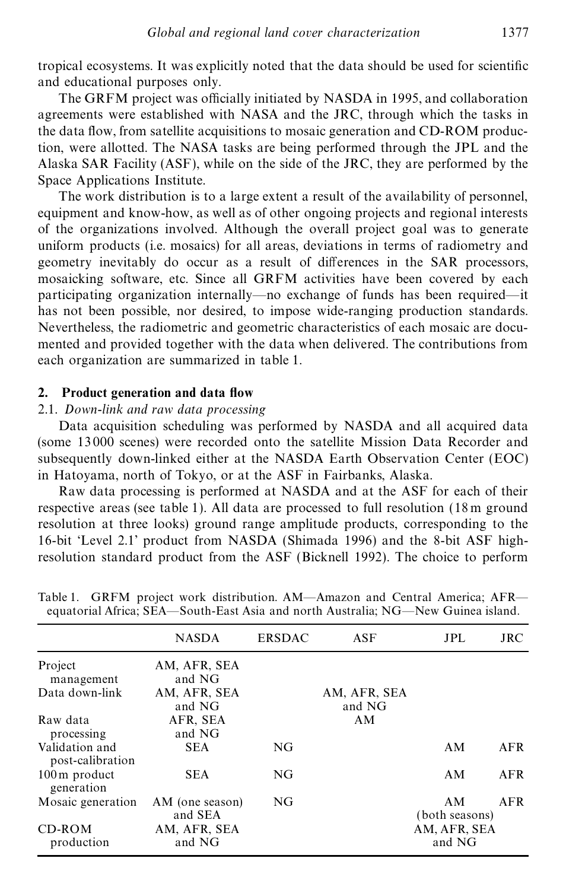tropical ecosystems. It was explicitly noted that the data should be used for scientific and educational purposes only.

The GRFM project was officially initiated by NASDA in 1995, and collaboration agreements were established with NASA and the JRC, through which the tasks in the data flow, from satellite acquisitions to mosaic generation and CD-ROM production, were allotted. The NASA tasks are being performed through the JPL and the Alaska SAR Facility (ASF), while on the side of the JRC, they are performed by the Space Applications Institute.

The work distribution is to a large extent a result of the availability of personnel, equipment and know-how, as well as of other ongoing projects and regional interests of the organizations involved. Although the overall project goal was to generate uniform products (i.e. mosaics) for all areas, deviations in terms of radiometry and geometry inevitably do occur as a result of differences in the SAR processors, mosaicking software, etc. Since all GRFM activities have been covered by each participating organization internally—no exchange of funds has been required—it has not been possible, nor desired, to impose wide-ranging production standards. Nevertheless, the radiometric and geometric characteristics of each mosaic are documented and provided together with the data when delivered. The contributions from each organization are summarized in table 1.

## 2. Product generation and data flow

### 2.1. *Down-link and raw data processing*

Data acquisition scheduling was performed by NASDA and all acquired data (some 13 000 scenes) were recorded onto the satellite Mission Data Recorder and subsequently down-linked either at the NASDA Earth Observation Center (EOC) in Hatoyama, north of Tokyo, or at the ASF in Fairbanks, Alaska.

Raw data processing is performed at NASDA and at the ASF for each of their respective areas (see table 1). All data are processed to full resolution (18 m ground resolution at three looks) ground range amplitude products, corresponding to the 16-bit 'Level 2.1' product from NASDA (Shimada 1996) and the 8-bit ASF high-resolution standard product from the ASF (Bicknell 1992). The choice to perform

Table 1. GRFM project work distribution. AM—Amazon and Central America; AFR—equatorial Africa; SEA—South-East Asia and north Australia; NG—New Guinea island.

| | NASDA | ERSDAC | ASF | JPL | JRC |
|---|---|---|---|---|---|
| Project management | AM, AFR, SEA and NG | | | | |
| Data down-link | AM, AFR, SEA and NG | | AM, AFR, SEA and NG | | |
| Raw data processing | AFR, SEA and NG | | AM | | |
| Validation and post-calibration | SEA | NG | | AM | AFR |
| 100 m product generation | SEA | NG | | AM | AFR |
| Mosaic generation | AM (one season) and SEA | NG | | AM (both seasons) | AFR |
| CD-ROM production | AM, AFR, SEA and NG | | | AM, AFR, SEA and NG | |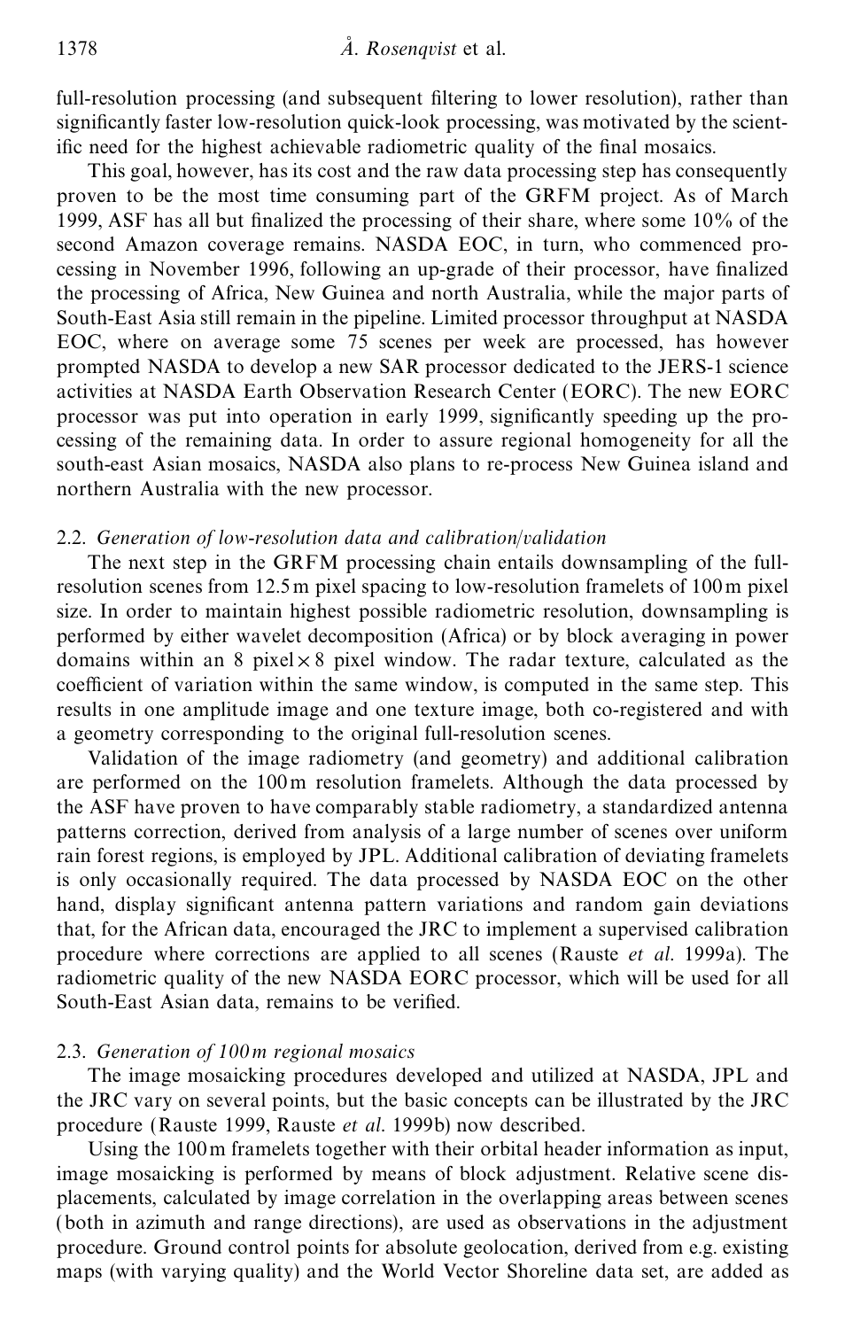full-resolution processing (and subsequent filtering to lower resolution), rather than significantly faster low-resolution quick-look processing, was motivated by the scientific need for the highest achievable radiometric quality of the final mosaics.

This goal, however, has its cost and the raw data processing step has consequently proven to be the most time consuming part of the GRFM project. As of March 1999, ASF has all but finalized the processing of their share, where some 10% of the second Amazon coverage remains. NASDA EOC, in turn, who commenced processing in November 1996, following an up-grade of their processor, have finalized the processing of Africa, New Guinea and north Australia, while the major parts of South-East Asia still remain in the pipeline. Limited processor throughput at NASDA EOC, where on average some 75 scenes per week are processed, has however prompted NASDA to develop a new SAR processor dedicated to the JERS-1 science activities at NASDA Earth Observation Research Center (EORC). The new EORC processor was put into operation in early 1999, significantly speeding up the processing of the remaining data. In order to assure regional homogeneity for all the south-east Asian mosaics, NASDA also plans to re-process New Guinea island and northern Australia with the new processor.

### 2.2. *Generation of low-resolution data and calibration/validation*

The next step in the GRFM processing chain entails downsampling of the full-resolution scenes from 12.5 m pixel spacing to low-resolution framelets of 100 m pixel size. In order to maintain highest possible radiometric resolution, downsampling is performed by either wavelet decomposition (Africa) or by block averaging in power domains within an 8 pixel × 8 pixel window. The radar texture, calculated as the coefficient of variation within the same window, is computed in the same step. This results in one amplitude image and one texture image, both co-registered and with a geometry corresponding to the original full-resolution scenes.

Validation of the image radiometry (and geometry) and additional calibration are performed on the 100 m resolution framelets. Although the data processed by the ASF have proven to have comparably stable radiometry, a standardized antenna patterns correction, derived from analysis of a large number of scenes over uniform rain forest regions, is employed by JPL. Additional calibration of deviating framelets is only occasionally required. The data processed by NASDA EOC on the other hand, display significant antenna pattern variations and random gain deviations that, for the African data, encouraged the JRC to implement a supervised calibration procedure where corrections are applied to all scenes (Rauste *et al.* 1999a). The radiometric quality of the new NASDA EORC processor, which will be used for all South-East Asian data, remains to be verified.

### 2.3. *Generation of 100 m regional mosaics*

The image mosaicking procedures developed and utilized at NASDA, JPL and the JRC vary on several points, but the basic concepts can be illustrated by the JRC procedure (Rauste 1999, Rauste *et al.* 1999b) now described.

Using the 100 m framelets together with their orbital header information as input, image mosaicking is performed by means of block adjustment. Relative scene displacements, calculated by image correlation in the overlapping areas between scenes (both in azimuth and range directions), are used as observations in the adjustment procedure. Ground control points for absolute geolocation, derived from e.g. existing maps (with varying quality) and the World Vector Shoreline data set, are added as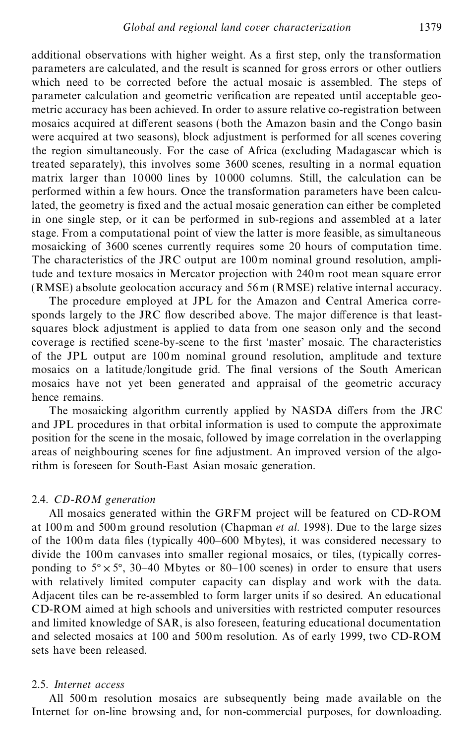additional observations with higher weight. As a first step, only the transformation parameters are calculated, and the result is scanned for gross errors or other outliers which need to be corrected before the actual mosaic is assembled. The steps of parameter calculation and geometric verification are repeated until acceptable geometric accuracy has been achieved. In order to assure relative co-registration between mosaics acquired at different seasons (both the Amazon basin and the Congo basin were acquired at two seasons), block adjustment is performed for all scenes covering the region simultaneously. For the case of Africa (excluding Madagascar which is treated separately), this involves some 3600 scenes, resulting in a normal equation matrix larger than 10 000 lines by 10 000 columns. Still, the calculation can be performed within a few hours. Once the transformation parameters have been calculated, the geometry is fixed and the actual mosaic generation can either be completed in one single step, or it can be performed in sub-regions and assembled at a later stage. From a computational point of view the latter is more feasible, as simultaneous mosaicking of 3600 scenes currently requires some 20 hours of computation time. The characteristics of the JRC output are 100 m nominal ground resolution, amplitude and texture mosaics in Mercator projection with 240 m root mean square error (RMSE) absolute geolocation accuracy and 56 m (RMSE) relative internal accuracy.

The procedure employed at JPL for the Amazon and Central America corresponds largely to the JRC flow described above. The major difference is that least-squares block adjustment is applied to data from one season only and the second coverage is rectified scene-by-scene to the first 'master' mosaic. The characteristics of the JPL output are 100 m nominal ground resolution, amplitude and texture mosaics on a latitude/longitude grid. The final versions of the South American mosaics have not yet been generated and appraisal of the geometric accuracy hence remains.

The mosaicking algorithm currently applied by NASDA differs from the JRC and JPL procedures in that orbital information is used to compute the approximate position for the scene in the mosaic, followed by image correlation in the overlapping areas of neighbouring scenes for fine adjustment. An improved version of the algorithm is foreseen for South-East Asian mosaic generation.

### 2.4. *CD-ROM generation*

All mosaics generated within the GRFM project will be featured on CD-ROM at 100 m and 500 m ground resolution (Chapman *et al*. 1998). Due to the large sizes of the 100 m data files (typically 400–600 Mbytes), it was considered necessary to divide the 100 m canvases into smaller regional mosaics, or tiles, (typically corresponding to $5° \times 5°$, 30–40 Mbytes or 80–100 scenes) in order to ensure that users with relatively limited computer capacity can display and work with the data. Adjacent tiles can be re-assembled to form larger units if so desired. An educational CD-ROM aimed at high schools and universities with restricted computer resources and limited knowledge of SAR, is also foreseen, featuring educational documentation and selected mosaics at 100 and 500 m resolution. As of early 1999, two CD-ROM sets have been released.

### 2.5. *Internet access*

All 500 m resolution mosaics are subsequently being made available on the Internet for on-line browsing and, for non-commercial purposes, for downloading.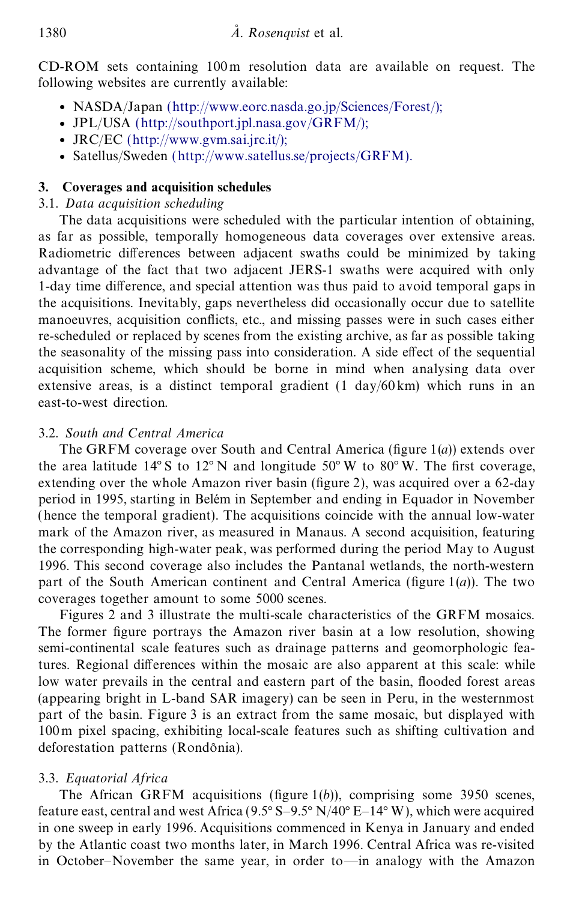CD-ROM sets containing 100 m resolution data are available on request. The following websites are currently available:

- NASDA/Japan (http://www.eorc.nasda.go.jp/Sciences/Forest/);
- JPL/USA (http://southport.jpl.nasa.gov/GRFM/);
- JRC/EC (http://www.gvm.sai.jrc.it/);
- Satellus/Sweden (http://www.satellus.se/projects/GRFM).

## 3. Coverages and acquisition schedules

### 3.1. *Data acquisition scheduling*

The data acquisitions were scheduled with the particular intention of obtaining, as far as possible, temporally homogeneous data coverages over extensive areas. Radiometric differences between adjacent swaths could be minimized by taking advantage of the fact that two adjacent JERS-1 swaths were acquired with only 1-day time difference, and special attention was thus paid to avoid temporal gaps in the acquisitions. Inevitably, gaps nevertheless did occasionally occur due to satellite manoeuvres, acquisition conflicts, etc., and missing passes were in such cases either re-scheduled or replaced by scenes from the existing archive, as far as possible taking the seasonality of the missing pass into consideration. A side effect of the sequential acquisition scheme, which should be borne in mind when analysing data over extensive areas, is a distinct temporal gradient (1 day/60 km) which runs in an east-to-west direction.

### 3.2. *South and Central America*

The GRFM coverage over South and Central America (figure 1(*a*)) extends over the area latitude 14° S to 12° N and longitude 50° W to 80° W. The first coverage, extending over the whole Amazon river basin (figure 2), was acquired over a 62-day period in 1995, starting in Belém in September and ending in Equador in November (hence the temporal gradient). The acquisitions coincide with the annual low-water mark of the Amazon river, as measured in Manaus. A second acquisition, featuring the corresponding high-water peak, was performed during the period May to August 1996. This second coverage also includes the Pantanal wetlands, the north-western part of the South American continent and Central America (figure 1(*a*)). The two coverages together amount to some 5000 scenes.

Figures 2 and 3 illustrate the multi-scale characteristics of the GRFM mosaics. The former figure portrays the Amazon river basin at a low resolution, showing semi-continental scale features such as drainage patterns and geomorphologic features. Regional differences within the mosaic are also apparent at this scale: while low water prevails in the central and eastern part of the basin, flooded forest areas (appearing bright in L-band SAR imagery) can be seen in Peru, in the westernmost part of the basin. Figure 3 is an extract from the same mosaic, but displayed with 100 m pixel spacing, exhibiting local-scale features such as shifting cultivation and deforestation patterns (Rondônia).

### 3.3. *Equatorial Africa*

The African GRFM acquisitions (figure 1(*b*)), comprising some 3950 scenes, feature east, central and west Africa (9.5° S–9.5° N/40° E–14° W), which were acquired in one sweep in early 1996. Acquisitions commenced in Kenya in January and ended by the Atlantic coast two months later, in March 1996. Central Africa was re-visited in October–November the same year, in order to—in analogy with the Amazon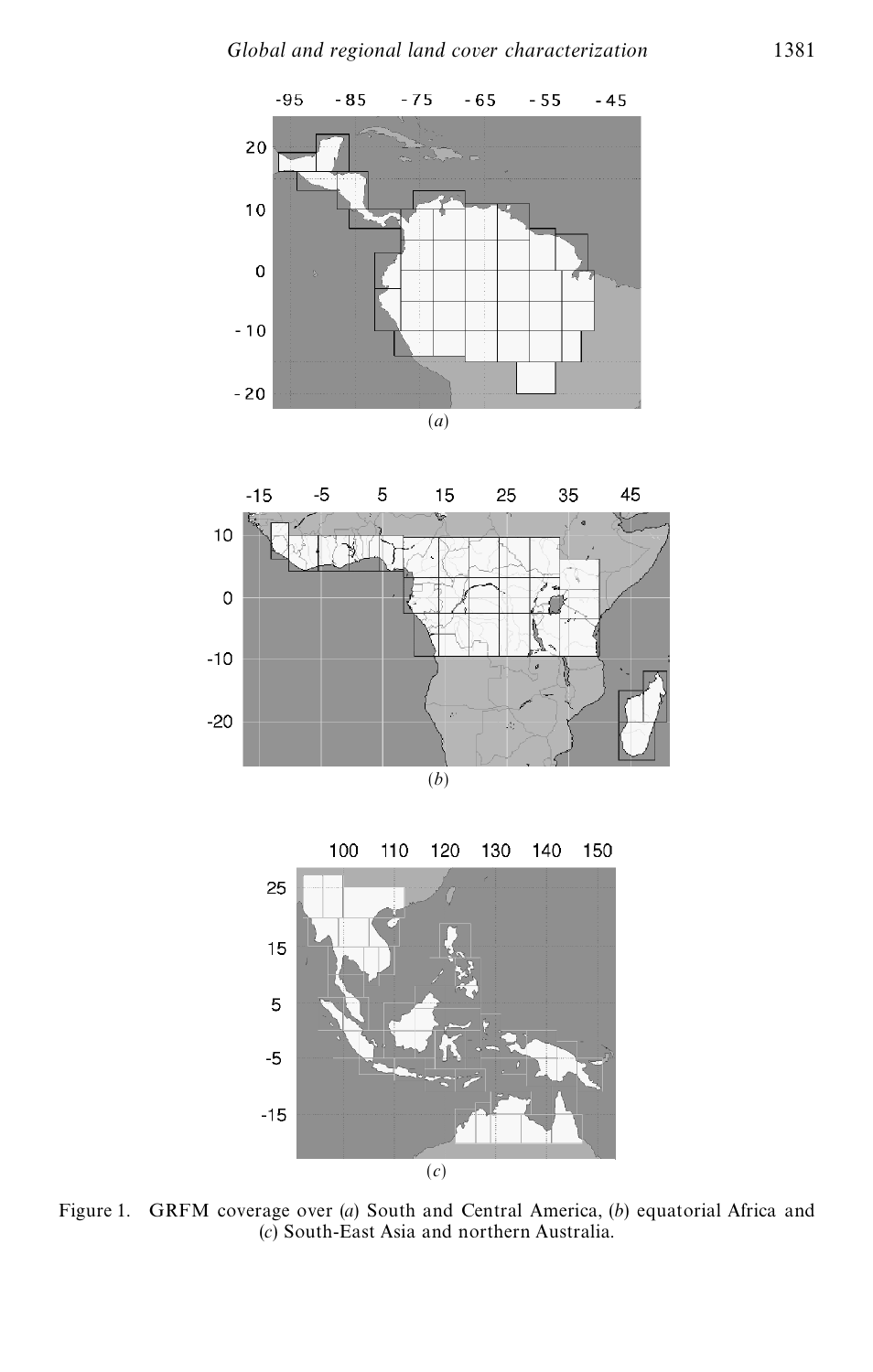(*a*)

(*b*)

(*c*)

Figure 1. GRFM coverage over (*a*) South and Central America, (*b*) equatorial Africa and (*c*) South-East Asia and northern Australia.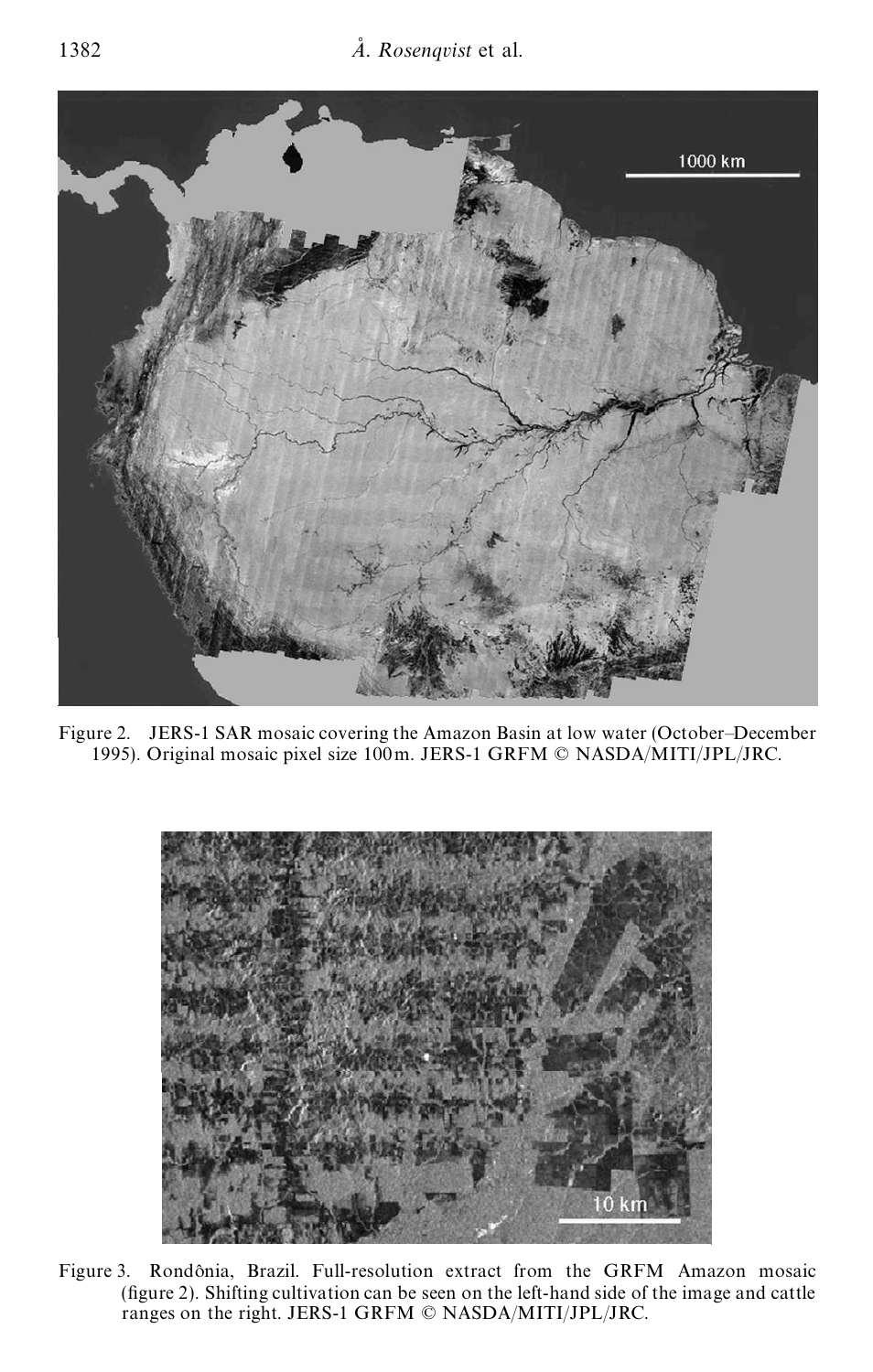Figure 2. JERS-1 SAR mosaic covering the Amazon Basin at low water (October–December 1995). Original mosaic pixel size 100 m. JERS-1 GRFM © NASDA/MITI/JPL/JRC.

Figure 3. Rondônia, Brazil. Full-resolution extract from the GRFM Amazon mosaic (figure 2). Shifting cultivation can be seen on the left-hand side of the image and cattle ranges on the right. JERS-1 GRFM © NASDA/MITI/JPL/JRC.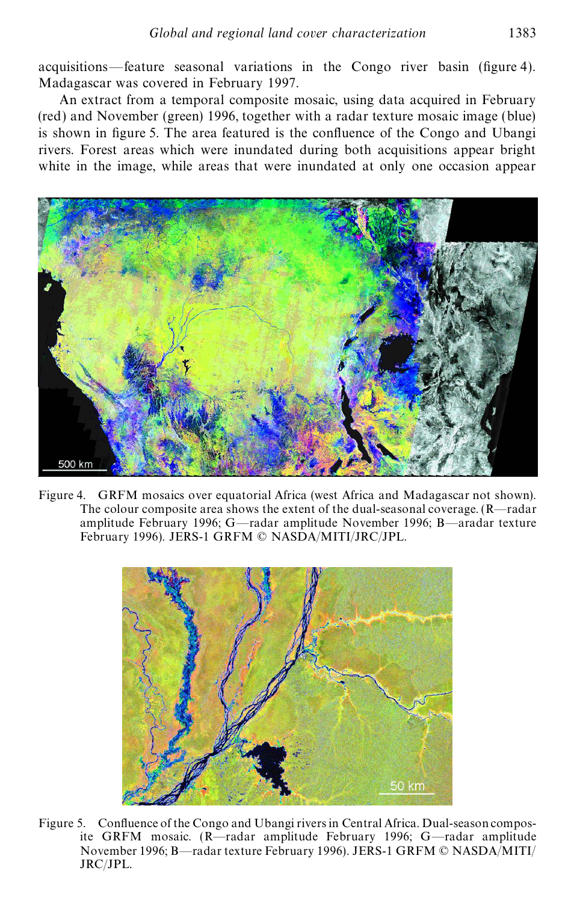acquisitions—feature seasonal variations in the Congo river basin (figure 4). Madagascar was covered in February 1997.

An extract from a temporal composite mosaic, using data acquired in February (red) and November (green) 1996, together with a radar texture mosaic image (blue) is shown in figure 5. The area featured is the confluence of the Congo and Ubangi rivers. Forest areas which were inundated during both acquisitions appear bright white in the image, while areas that were inundated at only one occasion appear

Figure 4. GRFM mosaics over equatorial Africa (west Africa and Madagascar not shown). The colour composite area shows the extent of the dual-seasonal coverage. (R—radar amplitude February 1996; G—radar amplitude November 1996; B—aradar texture February 1996). JERS-1 GRFM © NASDA/MITI/JRC/JPL.

Figure 5. Confluence of the Congo and Ubangi rivers in Central Africa. Dual-season composite GRFM mosaic. (R—radar amplitude February 1996; G—radar amplitude November 1996; B—radar texture February 1996). JERS-1 GRFM © NASDA/MITI/JRC/JPL.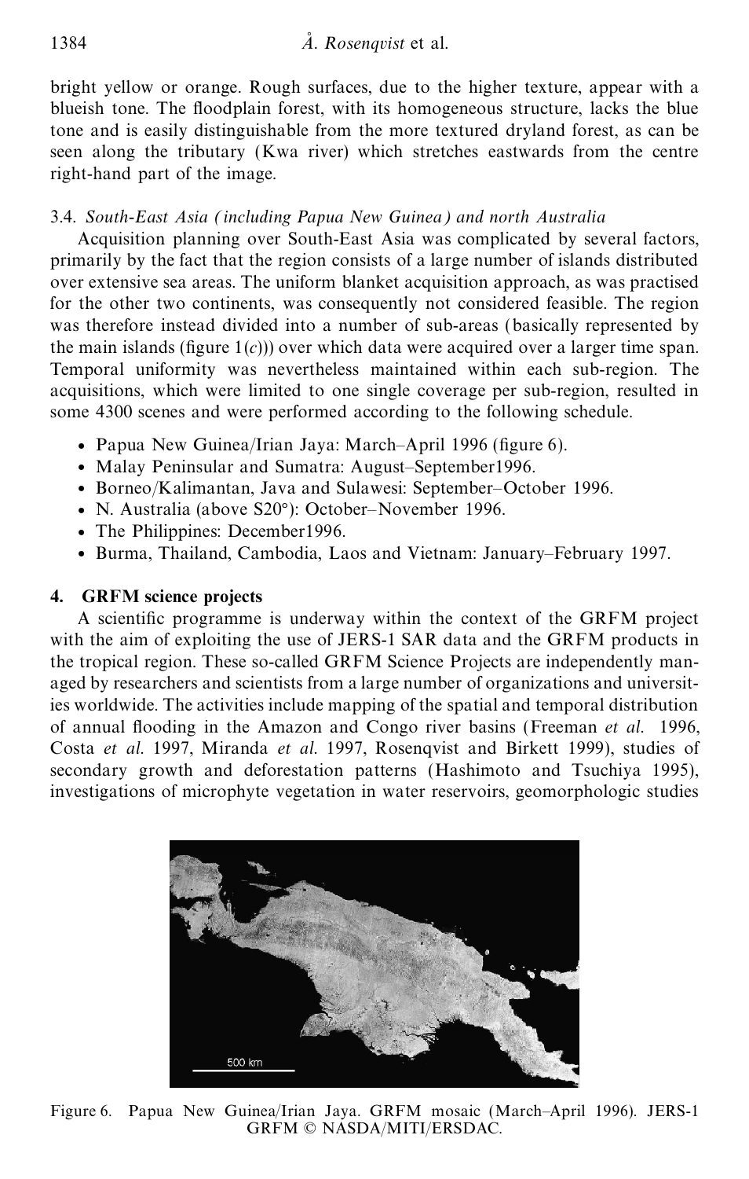bright yellow or orange. Rough surfaces, due to the higher texture, appear with a blueish tone. The floodplain forest, with its homogeneous structure, lacks the blue tone and is easily distinguishable from the more textured dryland forest, as can be seen along the tributary (Kwa river) which stretches eastwards from the centre right-hand part of the image.

### 3.4. *South-East Asia (including Papua New Guinea) and north Australia*

Acquisition planning over South-East Asia was complicated by several factors, primarily by the fact that the region consists of a large number of islands distributed over extensive sea areas. The uniform blanket acquisition approach, as was practised for the other two continents, was consequently not considered feasible. The region was therefore instead divided into a number of sub-areas (basically represented by the main islands (figure 1(*c*))) over which data were acquired over a larger time span. Temporal uniformity was nevertheless maintained within each sub-region. The acquisitions, which were limited to one single coverage per sub-region, resulted in some 4300 scenes and were performed according to the following schedule.

- Papua New Guinea/Irian Jaya: March–April 1996 (figure 6).
- Malay Peninsular and Sumatra: August–September1996.
- Borneo/Kalimantan, Java and Sulawesi: September–October 1996.
- N. Australia (above S20°): October–November 1996.
- The Philippines: December1996.
- Burma, Thailand, Cambodia, Laos and Vietnam: January–February 1997.

## 4. GRFM science projects

A scientific programme is underway within the context of the GRFM project with the aim of exploiting the use of JERS-1 SAR data and the GRFM products in the tropical region. These so-called GRFM Science Projects are independently managed by researchers and scientists from a large number of organizations and universities worldwide. The activities include mapping of the spatial and temporal distribution of annual flooding in the Amazon and Congo river basins (Freeman *et al.* 1996, Costa *et al.* 1997, Miranda *et al.* 1997, Rosenqvist and Birkett 1999), studies of secondary growth and deforestation patterns (Hashimoto and Tsuchiya 1995), investigations of microphyte vegetation in water reservoirs, geomorphologic studies

Figure 6. Papua New Guinea/Irian Jaya. GRFM mosaic (March–April 1996). JERS-1 GRFM © NASDA/MITI/ERSDAC.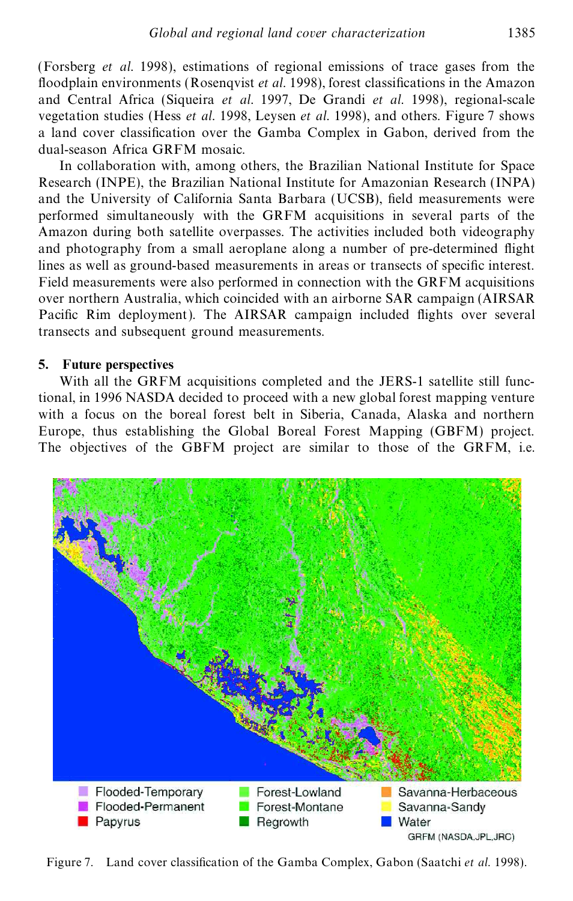(Forsberg *et al.* 1998), estimations of regional emissions of trace gases from the floodplain environments (Rosenqvist *et al.* 1998), forest classifications in the Amazon and Central Africa (Siqueira *et al.* 1997, De Grandi *et al.* 1998), regional-scale vegetation studies (Hess *et al.* 1998, Leysen *et al.* 1998), and others. Figure 7 shows a land cover classification over the Gamba Complex in Gabon, derived from the dual-season Africa GRFM mosaic.

In collaboration with, among others, the Brazilian National Institute for Space Research (INPE), the Brazilian National Institute for Amazonian Research (INPA) and the University of California Santa Barbara (UCSB), field measurements were performed simultaneously with the GRFM acquisitions in several parts of the Amazon during both satellite overpasses. The activities included both videography and photography from a small aeroplane along a number of pre-determined flight lines as well as ground-based measurements in areas or transects of specific interest. Field measurements were also performed in connection with the GRFM acquisitions over northern Australia, which coincided with an airborne SAR campaign (AIRSAR Pacific Rim deployment). The AIRSAR campaign included flights over several transects and subsequent ground measurements.

## 5. Future perspectives

With all the GRFM acquisitions completed and the JERS-1 satellite still functional, in 1996 NASDA decided to proceed with a new global forest mapping venture with a focus on the boreal forest belt in Siberia, Canada, Alaska and northern Europe, thus establishing the Global Boreal Forest Mapping (GBFM) project. The objectives of the GBFM project are similar to those of the GRFM, i.e.

Flooded-Temporary, Flooded-Permanent, Papyrus, Forest-Lowland, Forest-Montane, Regrowth, Savanna-Herbaceous, Savanna-Sandy, Water

GRFM (NASDA,JPL,JRC)

Figure 7. Land cover classification of the Gamba Complex, Gabon (Saatchi *et al.* 1998).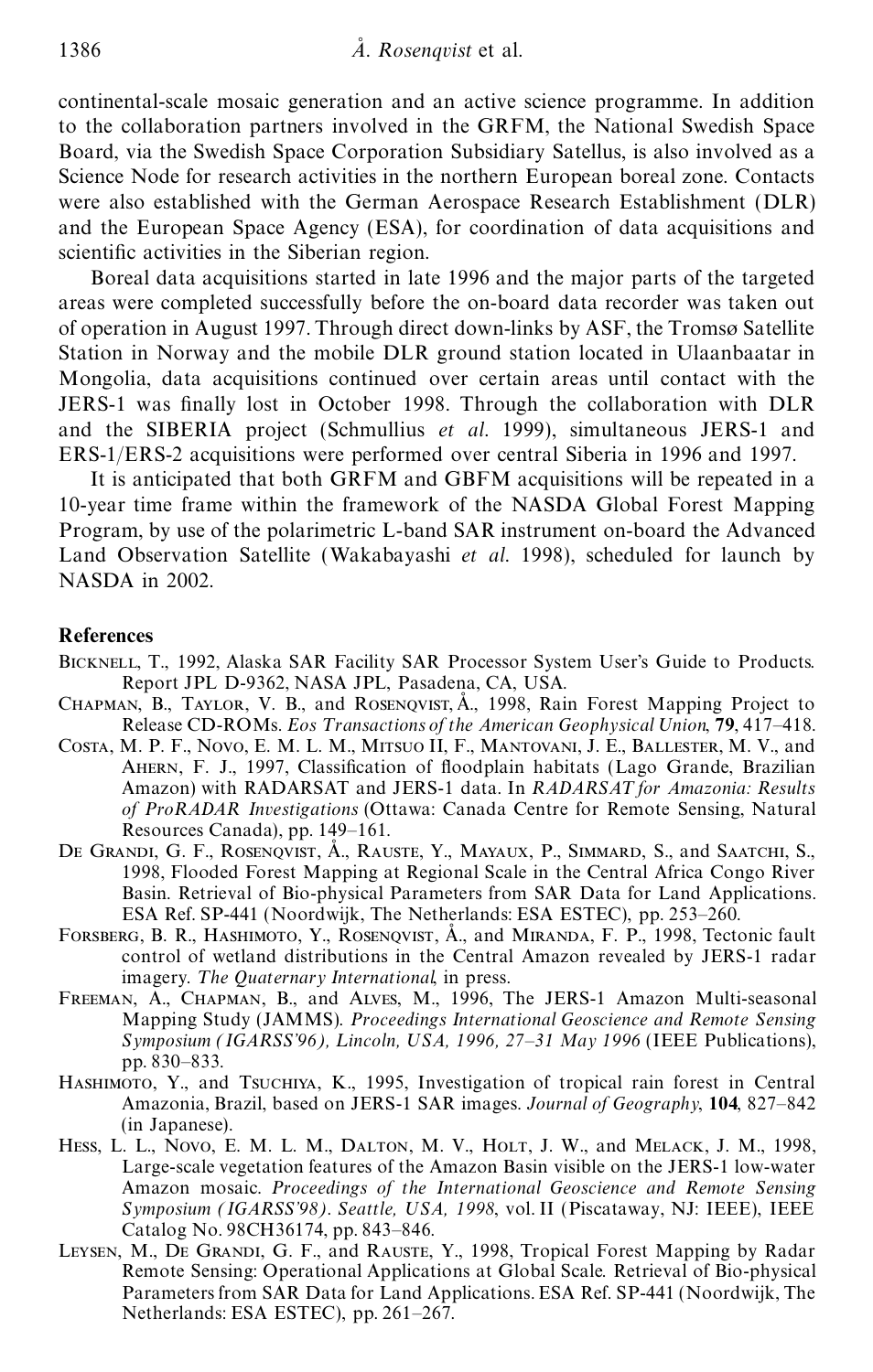continental-scale mosaic generation and an active science programme. In addition to the collaboration partners involved in the GRFM, the National Swedish Space Board, via the Swedish Space Corporation Subsidiary Satellus, is also involved as a Science Node for research activities in the northern European boreal zone. Contacts were also established with the German Aerospace Research Establishment (DLR) and the European Space Agency (ESA), for coordination of data acquisitions and scientific activities in the Siberian region.

Boreal data acquisitions started in late 1996 and the major parts of the targeted areas were completed successfully before the on-board data recorder was taken out of operation in August 1997. Through direct down-links by ASF, the Tromsø Satellite Station in Norway and the mobile DLR ground station located in Ulaanbaatar in Mongolia, data acquisitions continued over certain areas until contact with the JERS-1 was finally lost in October 1998. Through the collaboration with DLR and the SIBERIA project (Schmullius *et al.* 1999), simultaneous JERS-1 and ERS-1/ERS-2 acquisitions were performed over central Siberia in 1996 and 1997.

It is anticipated that both GRFM and GBFM acquisitions will be repeated in a 10-year time frame within the framework of the NASDA Global Forest Mapping Program, by use of the polarimetric L-band SAR instrument on-board the Advanced Land Observation Satellite (Wakabayashi *et al.* 1998), scheduled for launch by NASDA in 2002.

## References

Bicknell, T., 1992, Alaska SAR Facility SAR Processor System User's Guide to Products. Report JPL D-9362, NASA JPL, Pasadena, CA, USA.

Chapman, B., Taylor, V. B., and Rosenqvist, Å., 1998, Rain Forest Mapping Project to Release CD-ROMs. *Eos Transactions of the American Geophysical Union*, **79**, 417–418.

Costa, M. P. F., Novo, E. M. L. M., Mitsuo II, F., Mantovani, J. E., Ballester, M. V., and Ahern, F. J., 1997, Classification of floodplain habitats (Lago Grande, Brazilian Amazon) with RADARSAT and JERS-1 data. In *RADARSAT for Amazonia: Results of ProRADAR Investigations* (Ottawa: Canada Centre for Remote Sensing, Natural Resources Canada), pp. 149–161.

De Grandi, G. F., Rosenqvist, Å., Rauste, Y., Mayaux, P., Simmard, S., and Saatchi, S., 1998, Flooded Forest Mapping at Regional Scale in the Central Africa Congo River Basin. Retrieval of Bio-physical Parameters from SAR Data for Land Applications. ESA Ref. SP-441 (Noordwijk, The Netherlands: ESA ESTEC), pp. 253–260.

Forsberg, B. R., Hashimoto, Y., Rosenqvist, Å., and Miranda, F. P., 1998, Tectonic fault control of wetland distributions in the Central Amazon revealed by JERS-1 radar imagery. *The Quaternary International*, in press.

Freeman, A., Chapman, B., and Alves, M., 1996, The JERS-1 Amazon Multi-seasonal Mapping Study (JAMMS). *Proceedings International Geoscience and Remote Sensing Symposium (IGARSS'96), Lincoln, USA, 1996, 27–31 May 1996* (IEEE Publications), pp. 830–833.

Hashimoto, Y., and Tsuchiya, K., 1995, Investigation of tropical rain forest in Central Amazonia, Brazil, based on JERS-1 SAR images. *Journal of Geography*, **104**, 827–842 (in Japanese).

Hess, L. L., Novo, E. M. L. M., Dalton, M. V., Holt, J. W., and Melack, J. M., 1998, Large-scale vegetation features of the Amazon Basin visible on the JERS-1 low-water Amazon mosaic. *Proceedings of the International Geoscience and Remote Sensing Symposium (IGARSS'98). Seattle, USA, 1998*, vol. II (Piscataway, NJ: IEEE), IEEE Catalog No. 98CH36174, pp. 843–846.

Leysen, M., De Grandi, G. F., and Rauste, Y., 1998, Tropical Forest Mapping by Radar Remote Sensing: Operational Applications at Global Scale. Retrieval of Bio-physical Parameters from SAR Data for Land Applications. ESA Ref. SP-441 (Noordwijk, The Netherlands: ESA ESTEC), pp. 261–267.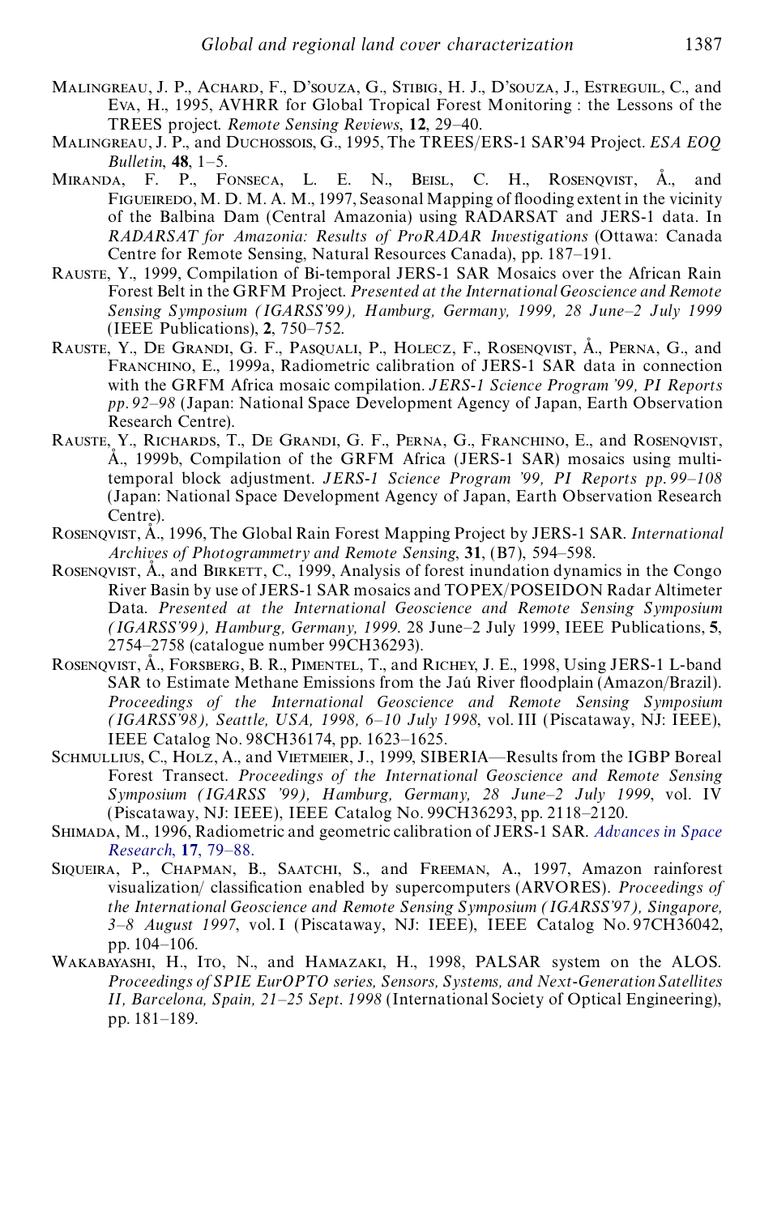Malingreau, J. P., Achard, F., D'souza, G., Stibig, H. J., D'souza, J., Estreguil, C., and Eva, H., 1995, AVHRR for Global Tropical Forest Monitoring : the Lessons of the TREES project. *Remote Sensing Reviews*, **12**, 29–40.

Malingreau, J. P., and Duchossois, G., 1995, The TREES/ERS-1 SAR'94 Project. *ESA EOQ Bulletin*, **48**, 1–5.

Miranda, F. P., Fonseca, L. E. N., Beisl, C. H., Rosenqvist, Å., and Figueiredo, M. D. M. A. M., 1997, Seasonal Mapping of flooding extent in the vicinity of the Balbina Dam (Central Amazonia) using RADARSAT and JERS-1 data. In *RADARSAT for Amazonia: Results of ProRADAR Investigations* (Ottawa: Canada Centre for Remote Sensing, Natural Resources Canada), pp. 187–191.

Rauste, Y., 1999, Compilation of Bi-temporal JERS-1 SAR Mosaics over the African Rain Forest Belt in the GRFM Project. *Presented at the International Geoscience and Remote Sensing Symposium (IGARSS'99), Hamburg, Germany, 1999, 28 June–2 July 1999* (IEEE Publications), **2**, 750–752.

Rauste, Y., De Grandi, G. F., Pasquali, P., Holecz, F., Rosenqvist, Å., Perna, G., and Franchino, E., 1999a, Radiometric calibration of JERS-1 SAR data in connection with the GRFM Africa mosaic compilation. *JERS-1 Science Program '99, PI Reports pp. 92–98* (Japan: National Space Development Agency of Japan, Earth Observation Research Centre).

Rauste, Y., Richards, T., De Grandi, G. F., Perna, G., Franchino, E., and Rosenqvist, Å., 1999b, Compilation of the GRFM Africa (JERS-1 SAR) mosaics using multi-temporal block adjustment. *JERS-1 Science Program '99, PI Reports pp. 99–108* (Japan: National Space Development Agency of Japan, Earth Observation Research Centre).

Rosenqvist, Å., 1996, The Global Rain Forest Mapping Project by JERS-1 SAR. *International Archives of Photogrammetry and Remote Sensing*, **31**, (B7), 594–598.

Rosenqvist, Å., and Birkett, C., 1999, Analysis of forest inundation dynamics in the Congo River Basin by use of JERS-1 SAR mosaics and TOPEX/POSEIDON Radar Altimeter Data. *Presented at the International Geoscience and Remote Sensing Symposium (IGARSS'99), Hamburg, Germany, 1999.* 28 June–2 July 1999, IEEE Publications, **5**, 2754–2758 (catalogue number 99CH36293).

Rosenqvist, Å., Forsberg, B. R., Pimentel, T., and Richey, J. E., 1998, Using JERS-1 L-band SAR to Estimate Methane Emissions from the Jaú River floodplain (Amazon/Brazil). *Proceedings of the International Geoscience and Remote Sensing Symposium (IGARSS'98), Seattle, USA, 1998, 6–10 July 1998*, vol. III (Piscataway, NJ: IEEE), IEEE Catalog No. 98CH36174, pp. 1623–1625.

Schmullius, C., Holz, A., and Vietmeier, J., 1999, SIBERIA—Results from the IGBP Boreal Forest Transect. *Proceedings of the International Geoscience and Remote Sensing Symposium (IGARSS '99), Hamburg, Germany, 28 June–2 July 1999*, vol. IV (Piscataway, NJ: IEEE), IEEE Catalog No. 99CH36293, pp. 2118–2120.

Shimada, M., 1996, Radiometric and geometric calibration of JERS-1 SAR. *Advances in Space Research*, **17**, 79–88.

Siqueira, P., Chapman, B., Saatchi, S., and Freeman, A., 1997, Amazon rainforest visualization/ classification enabled by supercomputers (ARVORES). *Proceedings of the International Geoscience and Remote Sensing Symposium (IGARSS'97), Singapore, 3–8 August 1997*, vol. I (Piscataway, NJ: IEEE), IEEE Catalog No. 97CH36042, pp. 104–106.

Wakabayashi, H., Ito, N., and Hamazaki, H., 1998, PALSAR system on the ALOS. *Proceedings of SPIE EurOPTO series, Sensors, Systems, and Next-Generation Satellites II, Barcelona, Spain, 21–25 Sept. 1998* (International Society of Optical Engineering), pp. 181–189.